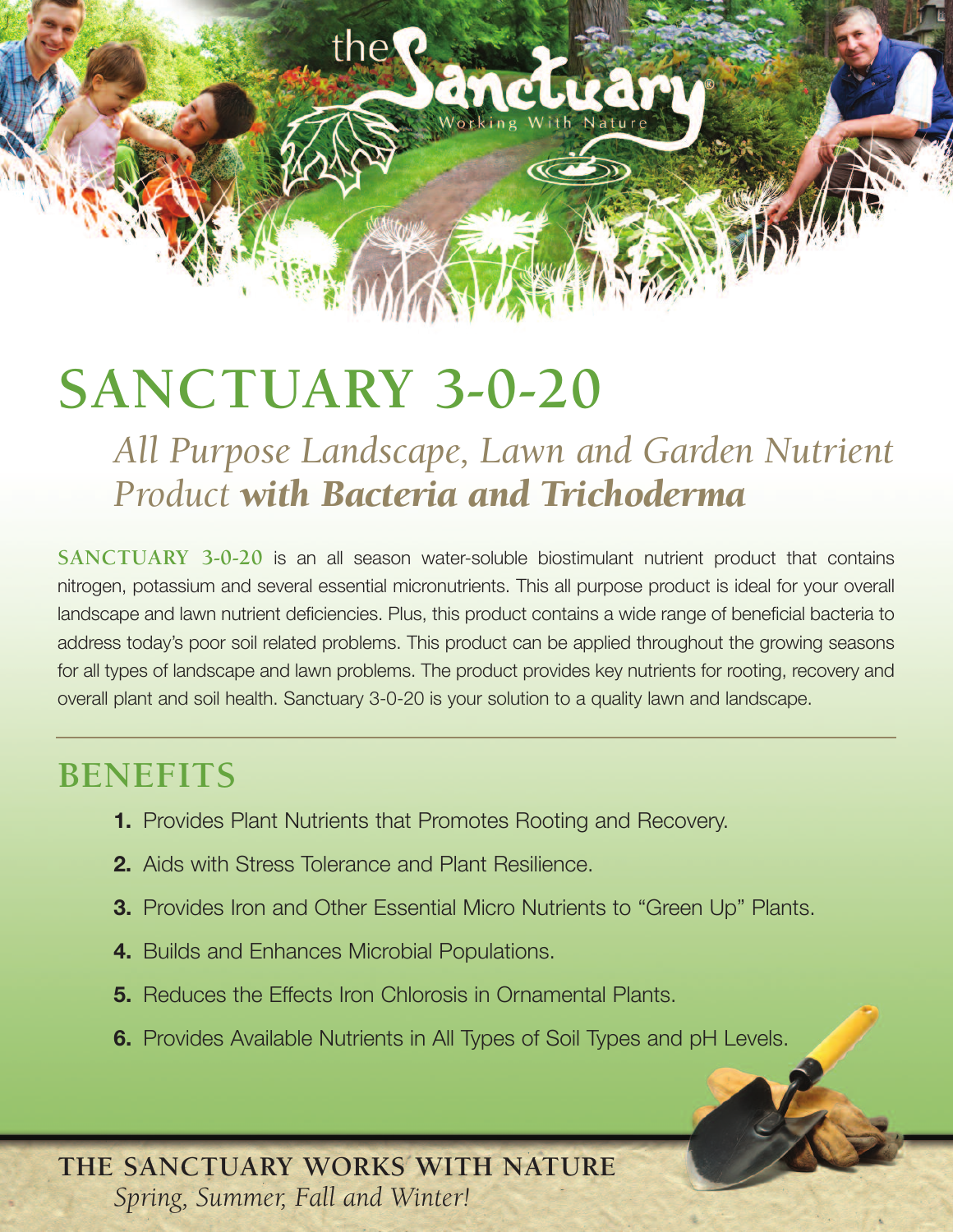the Sanctuary®
Working With Nature

# SANCTUARY 3-0-20

## *All Purpose Landscape, Lawn and Garden Nutrient Product **with Bacteria and Trichoderma***

**SANCTUARY 3-0-20** is an all season water-soluble biostimulant nutrient product that contains nitrogen, potassium and several essential micronutrients. This all purpose product is ideal for your overall landscape and lawn nutrient deficiencies. Plus, this product contains a wide range of beneficial bacteria to address today's poor soil related problems. This product can be applied throughout the growing seasons for all types of landscape and lawn problems. The product provides key nutrients for rooting, recovery and overall plant and soil health. Sanctuary 3-0-20 is your solution to a quality lawn and landscape.

---

## BENEFITS

1. Provides Plant Nutrients that Promotes Rooting and Recovery.
2. Aids with Stress Tolerance and Plant Resilience.
3. Provides Iron and Other Essential Micro Nutrients to "Green Up" Plants.
4. Builds and Enhances Microbial Populations.
5. Reduces the Effects Iron Chlorosis in Ornamental Plants.
6. Provides Available Nutrients in All Types of Soil Types and pH Levels.

**THE SANCTUARY WORKS WITH NATURE**
*Spring, Summer, Fall and Winter!*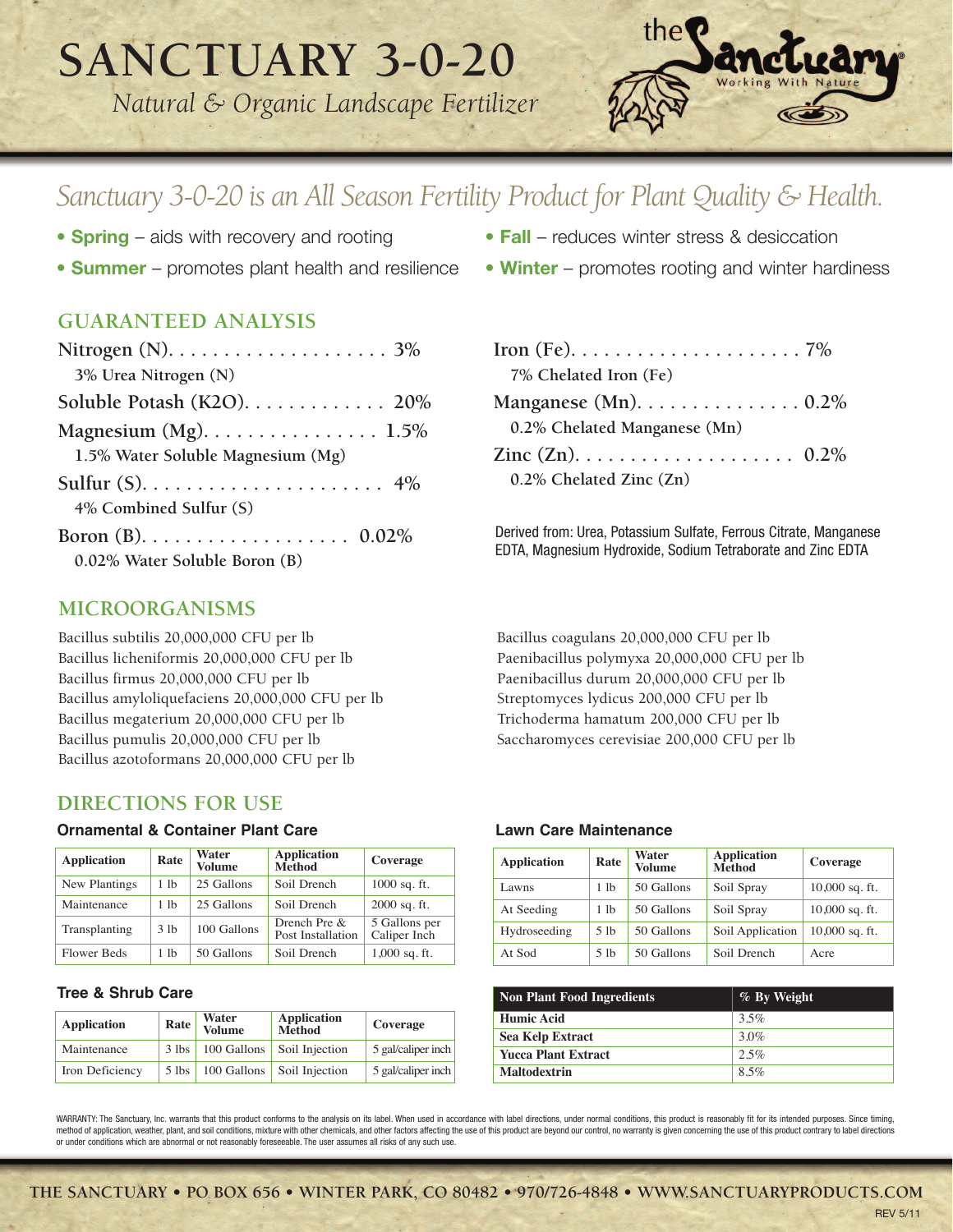# SANCTUARY 3-0-20

*Natural & Organic Landscape Fertilizer*

## *Sanctuary 3-0-20 is an All Season Fertility Product for Plant Quality & Health.*

- **Spring** – aids with recovery and rooting
- **Summer** – promotes plant health and resilience
- **Fall** – reduces winter stress & desiccation
- **Winter** – promotes rooting and winter hardiness

## GUARANTEED ANALYSIS

Nitrogen (N). . . . . . . . . . . . . . . . . . . . 3%
  3% Urea Nitrogen (N)

Soluble Potash (K2O). . . . . . . . . . . . . 20%

Magnesium (Mg). . . . . . . . . . . . . . . . 1.5%
  1.5% Water Soluble Magnesium (Mg)

Sulfur (S). . . . . . . . . . . . . . . . . . . . . . 4%
  4% Combined Sulfur (S)

Boron (B). . . . . . . . . . . . . . . . . . . 0.02%
  0.02% Water Soluble Boron (B)

Iron (Fe). . . . . . . . . . . . . . . . . . . . . 7%
  7% Chelated Iron (Fe)

Manganese (Mn). . . . . . . . . . . . . . . 0.2%
  0.2% Chelated Manganese (Mn)

Zinc (Zn). . . . . . . . . . . . . . . . . . . . 0.2%
  0.2% Chelated Zinc (Zn)

Derived from: Urea, Potassium Sulfate, Ferrous Citrate, Manganese EDTA, Magnesium Hydroxide, Sodium Tetraborate and Zinc EDTA

## MICROORGANISMS

Bacillus subtilis 20,000,000 CFU per lb
Bacillus licheniformis 20,000,000 CFU per lb
Bacillus firmus 20,000,000 CFU per lb
Bacillus amyloliquefaciens 20,000,000 CFU per lb
Bacillus megaterium 20,000,000 CFU per lb
Bacillus pumulis 20,000,000 CFU per lb
Bacillus azotoformans 20,000,000 CFU per lb
Bacillus coagulans 20,000,000 CFU per lb
Paenibacillus polymyxa 20,000,000 CFU per lb
Paenibacillus durum 20,000,000 CFU per lb
Streptomyces lydicus 200,000 CFU per lb
Trichoderma hamatum 200,000 CFU per lb
Saccharomyces cerevisiae 200,000 CFU per lb

## DIRECTIONS FOR USE

### Ornamental & Container Plant Care

| Application | Rate | Water Volume | Application Method | Coverage |
|---|---|---|---|---|
| New Plantings | 1 lb | 25 Gallons | Soil Drench | 1000 sq. ft. |
| Maintenance | 1 lb | 25 Gallons | Soil Drench | 2000 sq. ft. |
| Transplanting | 3 lb | 100 Gallons | Drench Pre & Post Installation | 5 Gallons per Caliper Inch |
| Flower Beds | 1 lb | 50 Gallons | Soil Drench | 1,000 sq. ft. |

### Tree & Shrub Care

| Application | Rate | Water Volume | Application Method | Coverage |
|---|---|---|---|---|
| Maintenance | 3 lbs | 100 Gallons | Soil Injection | 5 gal/caliper inch |
| Iron Deficiency | 5 lbs | 100 Gallons | Soil Injection | 5 gal/caliper inch |

### Lawn Care Maintenance

| Application | Rate | Water Volume | Application Method | Coverage |
|---|---|---|---|---|
| Lawns | 1 lb | 50 Gallons | Soil Spray | 10,000 sq. ft. |
| At Seeding | 1 lb | 50 Gallons | Soil Spray | 10,000 sq. ft. |
| Hydroseeding | 5 lb | 50 Gallons | Soil Application | 10,000 sq. ft. |
| At Sod | 5 lb | 50 Gallons | Soil Drench | Acre |

| Non Plant Food Ingredients | % By Weight |
|---|---|
| Humic Acid | 3.5% |
| Sea Kelp Extract | 3.0% |
| Yucca Plant Extract | 2.5% |
| Maltodextrin | 8.5% |

WARRANTY: The Sanctuary, Inc. warrants that this product conforms to the analysis on its label. When used in accordance with label directions, under normal conditions, this product is reasonably fit for its intended purposes. Since timing, method of application, weather, plant, and soil conditions, mixture with other chemicals, and other factors affecting the use of this product are beyond our control, no warranty is given concerning the use of this product contrary to label directions or under conditions which are abnormal or not reasonably foreseeable. The user assumes all risks of any such use.

THE SANCTUARY • PO BOX 656 • WINTER PARK, CO 80482 • 970/726-4848 • WWW.SANCTUARYPRODUCTS.COM

REV 5/11